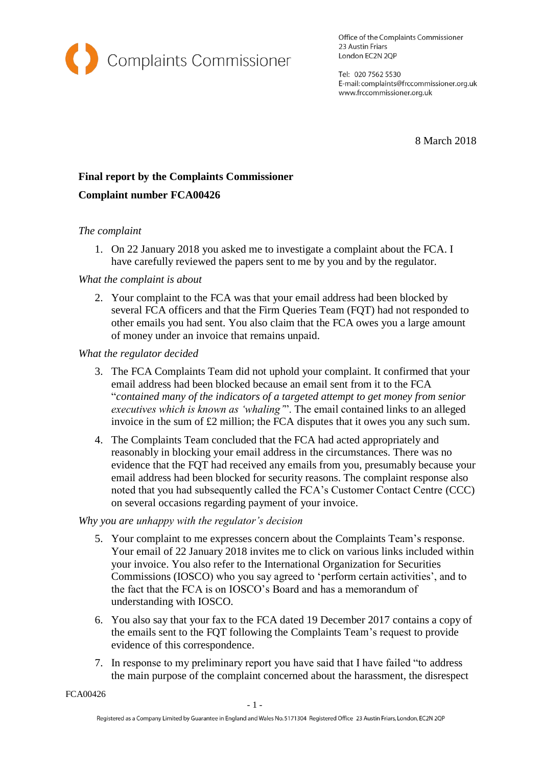Complaints Commissioner

Office of the Complaints Commissioner
23 Austin Friars
London EC2N 2QP

Tel: 020 7562 5530
E-mail: complaints@frccommissioner.org.uk
www.frccommissioner.org.uk

8 March 2018

**Final report by the Complaints Commissioner**

**Complaint number FCA00426**

*The complaint*

1. On 22 January 2018 you asked me to investigate a complaint about the FCA. I have carefully reviewed the papers sent to me by you and by the regulator.

*What the complaint is about*

2. Your complaint to the FCA was that your email address had been blocked by several FCA officers and that the Firm Queries Team (FQT) had not responded to other emails you had sent. You also claim that the FCA owes you a large amount of money under an invoice that remains unpaid.

*What the regulator decided*

3. The FCA Complaints Team did not uphold your complaint. It confirmed that your email address had been blocked because an email sent from it to the FCA "*contained many of the indicators of a targeted attempt to get money from senior executives which is known as 'whaling'*". The email contained links to an alleged invoice in the sum of £2 million; the FCA disputes that it owes you any such sum.

4. The Complaints Team concluded that the FCA had acted appropriately and reasonably in blocking your email address in the circumstances. There was no evidence that the FQT had received any emails from you, presumably because your email address had been blocked for security reasons. The complaint response also noted that you had subsequently called the FCA's Customer Contact Centre (CCC) on several occasions regarding payment of your invoice.

*Why you are unhappy with the regulator's decision*

5. Your complaint to me expresses concern about the Complaints Team's response. Your email of 22 January 2018 invites me to click on various links included within your invoice. You also refer to the International Organization for Securities Commissions (IOSCO) who you say agreed to 'perform certain activities', and to the fact that the FCA is on IOSCO's Board and has a memorandum of understanding with IOSCO.

6. You also say that your fax to the FCA dated 19 December 2017 contains a copy of the emails sent to the FQT following the Complaints Team's request to provide evidence of this correspondence.

7. In response to my preliminary report you have said that I have failed "to address the main purpose of the complaint concerned about the harassment, the disrespect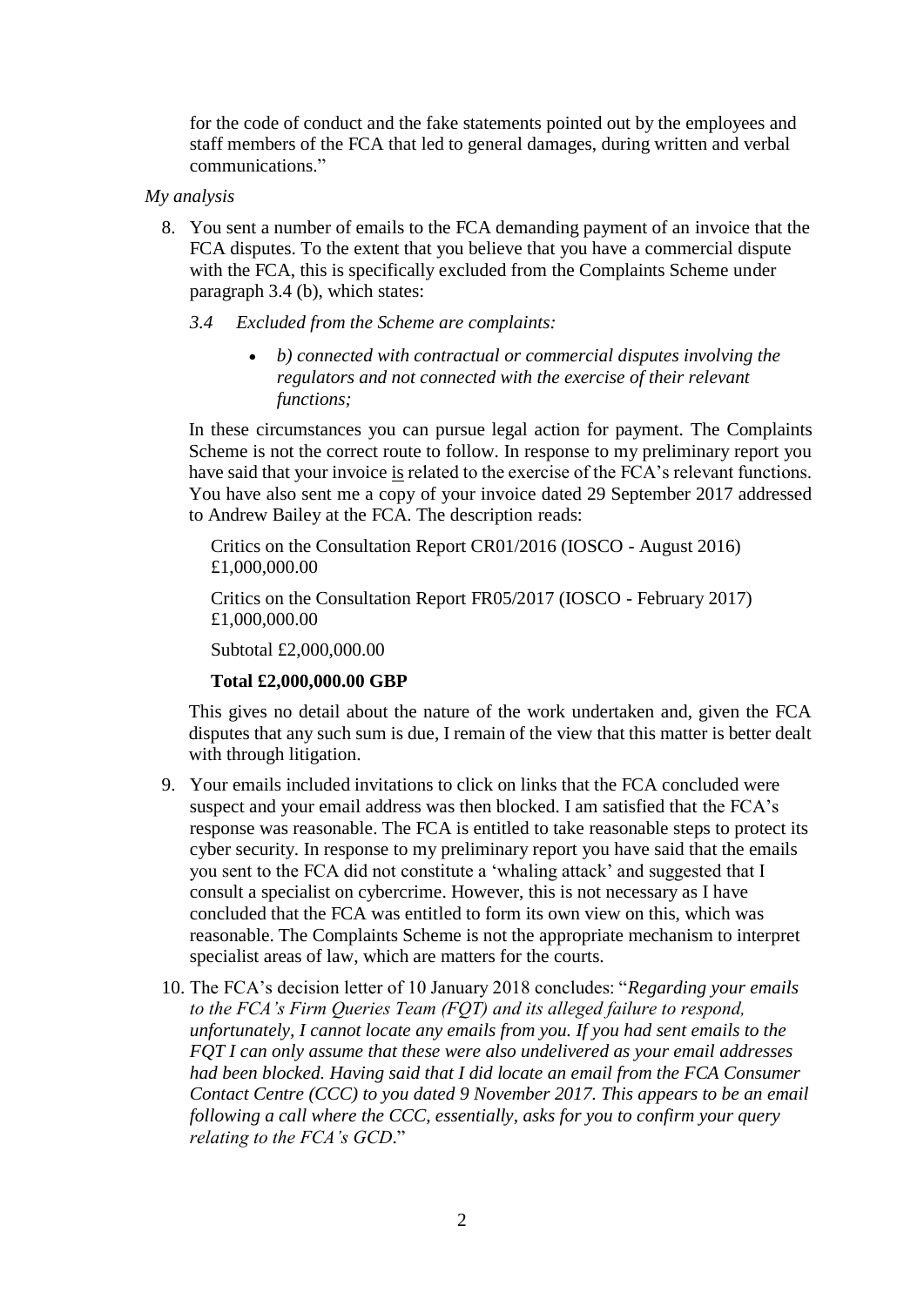for the code of conduct and the fake statements pointed out by the employees and staff members of the FCA that led to general damages, during written and verbal communications."

*My analysis*

8. You sent a number of emails to the FCA demanding payment of an invoice that the FCA disputes. To the extent that you believe that you have a commercial dispute with the FCA, this is specifically excluded from the Complaints Scheme under paragraph 3.4 (b), which states:

   *3.4 Excluded from the Scheme are complaints:*

   - *b) connected with contractual or commercial disputes involving the regulators and not connected with the exercise of their relevant functions;*

   In these circumstances you can pursue legal action for payment. The Complaints Scheme is not the correct route to follow. In response to my preliminary report you have said that your invoice is related to the exercise of the FCA's relevant functions. You have also sent me a copy of your invoice dated 29 September 2017 addressed to Andrew Bailey at the FCA. The description reads:

   Critics on the Consultation Report CR01/2016 (IOSCO - August 2016) £1,000,000.00

   Critics on the Consultation Report FR05/2017 (IOSCO - February 2017) £1,000,000.00

   Subtotal £2,000,000.00

   **Total £2,000,000.00 GBP**

   This gives no detail about the nature of the work undertaken and, given the FCA disputes that any such sum is due, I remain of the view that this matter is better dealt with through litigation.

9. Your emails included invitations to click on links that the FCA concluded were suspect and your email address was then blocked. I am satisfied that the FCA's response was reasonable. The FCA is entitled to take reasonable steps to protect its cyber security. In response to my preliminary report you have said that the emails you sent to the FCA did not constitute a 'whaling attack' and suggested that I consult a specialist on cybercrime. However, this is not necessary as I have concluded that the FCA was entitled to form its own view on this, which was reasonable. The Complaints Scheme is not the appropriate mechanism to interpret specialist areas of law, which are matters for the courts.

10. The FCA's decision letter of 10 January 2018 concludes: "*Regarding your emails to the FCA's Firm Queries Team (FQT) and its alleged failure to respond, unfortunately, I cannot locate any emails from you. If you had sent emails to the FQT I can only assume that these were also undelivered as your email addresses had been blocked. Having said that I did locate an email from the FCA Consumer Contact Centre (CCC) to you dated 9 November 2017. This appears to be an email following a call where the CCC, essentially, asks for you to confirm your query relating to the FCA's GCD*."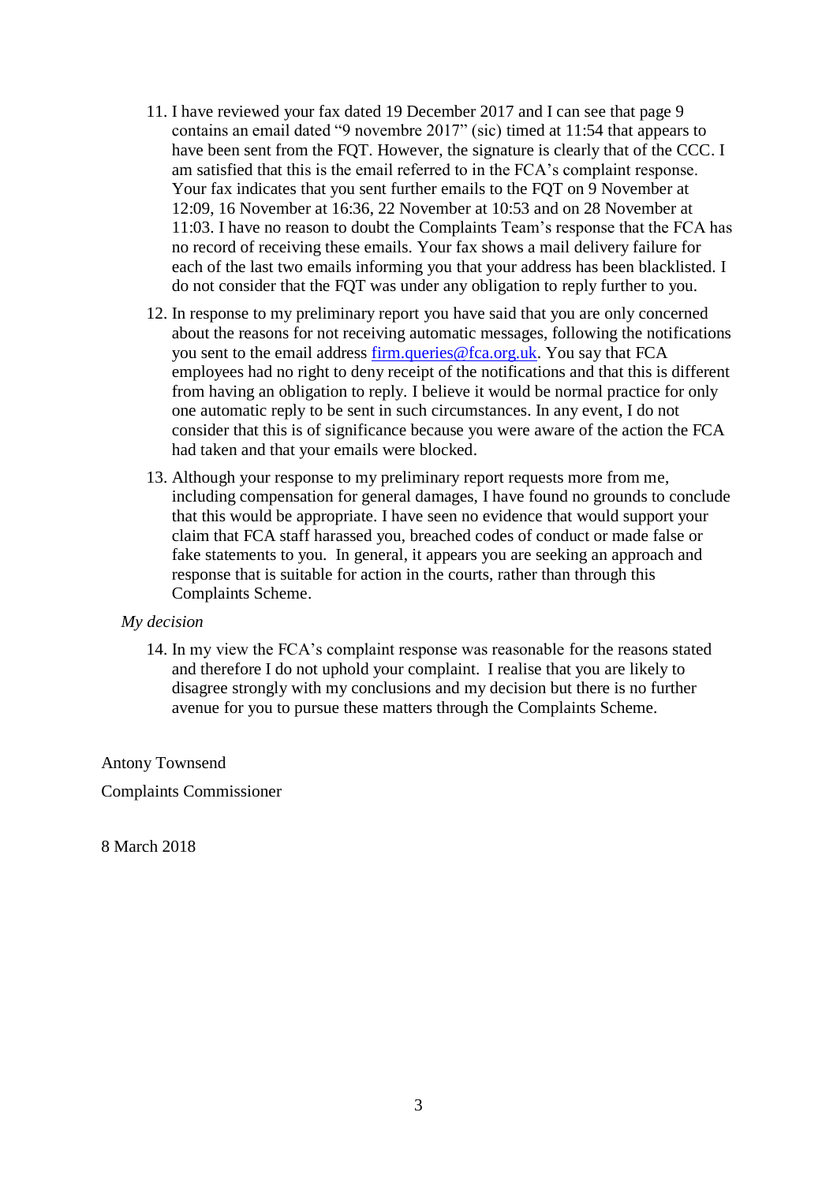11. I have reviewed your fax dated 19 December 2017 and I can see that page 9 contains an email dated "9 novembre 2017" (sic) timed at 11:54 that appears to have been sent from the FQT. However, the signature is clearly that of the CCC. I am satisfied that this is the email referred to in the FCA's complaint response. Your fax indicates that you sent further emails to the FQT on 9 November at 12:09, 16 November at 16:36, 22 November at 10:53 and on 28 November at 11:03. I have no reason to doubt the Complaints Team's response that the FCA has no record of receiving these emails. Your fax shows a mail delivery failure for each of the last two emails informing you that your address has been blacklisted. I do not consider that the FQT was under any obligation to reply further to you.

12. In response to my preliminary report you have said that you are only concerned about the reasons for not receiving automatic messages, following the notifications you sent to the email address firm.queries@fca.org.uk. You say that FCA employees had no right to deny receipt of the notifications and that this is different from having an obligation to reply. I believe it would be normal practice for only one automatic reply to be sent in such circumstances. In any event, I do not consider that this is of significance because you were aware of the action the FCA had taken and that your emails were blocked.

13. Although your response to my preliminary report requests more from me, including compensation for general damages, I have found no grounds to conclude that this would be appropriate. I have seen no evidence that would support your claim that FCA staff harassed you, breached codes of conduct or made false or fake statements to you. In general, it appears you are seeking an approach and response that is suitable for action in the courts, rather than through this Complaints Scheme.

*My decision*

14. In my view the FCA's complaint response was reasonable for the reasons stated and therefore I do not uphold your complaint. I realise that you are likely to disagree strongly with my conclusions and my decision but there is no further avenue for you to pursue these matters through the Complaints Scheme.

Antony Townsend

Complaints Commissioner

8 March 2018